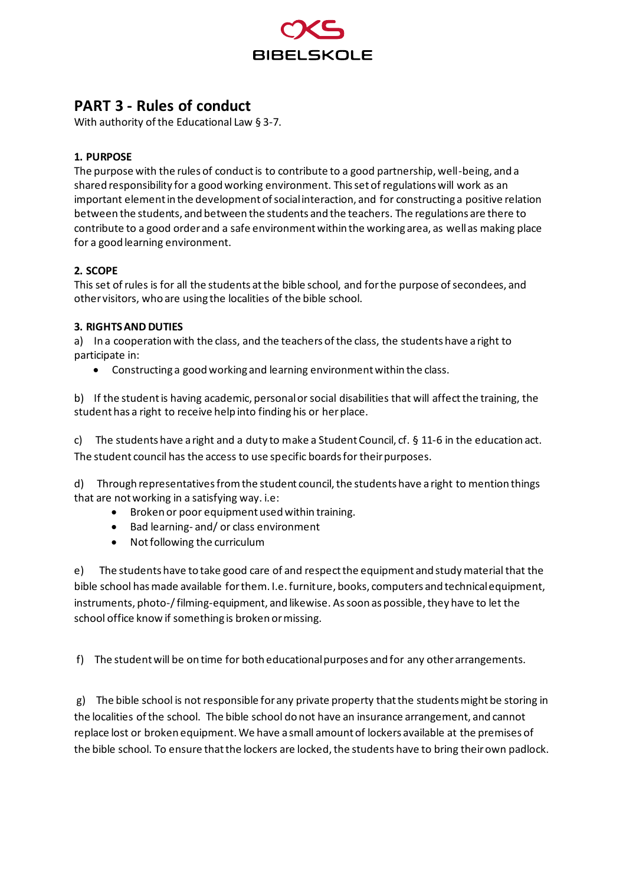OKS BIBELSKOLE

# PART 3 - Rules of conduct

With authority of the Educational Law § 3-7.

### 1. PURPOSE

The purpose with the rules of conduct is to contribute to a good partnership, well-being, and a shared responsibility for a good working environment. This set of regulations will work as an important element in the development of social interaction, and for constructing a positive relation between the students, and between the students and the teachers. The regulations are there to contribute to a good order and a safe environment within the working area, as well as making place for a good learning environment.

### 2. SCOPE

This set of rules is for all the students at the bible school, and for the purpose of secondees, and other visitors, who are using the localities of the bible school.

### 3. RIGHTS AND DUTIES

a) In a cooperation with the class, and the teachers of the class, the students have a right to participate in:

- Constructing a good working and learning environment within the class.

b) If the student is having academic, personal or social disabilities that will affect the training, the student has a right to receive help into finding his or her place.

c) The students have a right and a duty to make a Student Council, cf. § 11-6 in the education act. The student council has the access to use specific boards for their purposes.

d) Through representatives from the student council, the students have a right to mention things that are not working in a satisfying way. i.e:

- Broken or poor equipment used within training.
- Bad learning- and/ or class environment
- Not following the curriculum

e) The students have to take good care of and respect the equipment and study material that the bible school has made available for them. I.e. furniture, books, computers and technical equipment, instruments, photo-/ filming-equipment, and likewise. As soon as possible, they have to let the school office know if something is broken or missing.

f) The student will be on time for both educational purposes and for any other arrangements.

g) The bible school is not responsible for any private property that the students might be storing in the localities of the school. The bible school do not have an insurance arrangement, and cannot replace lost or broken equipment. We have a small amount of lockers available at the premises of the bible school. To ensure that the lockers are locked, the students have to bring their own padlock.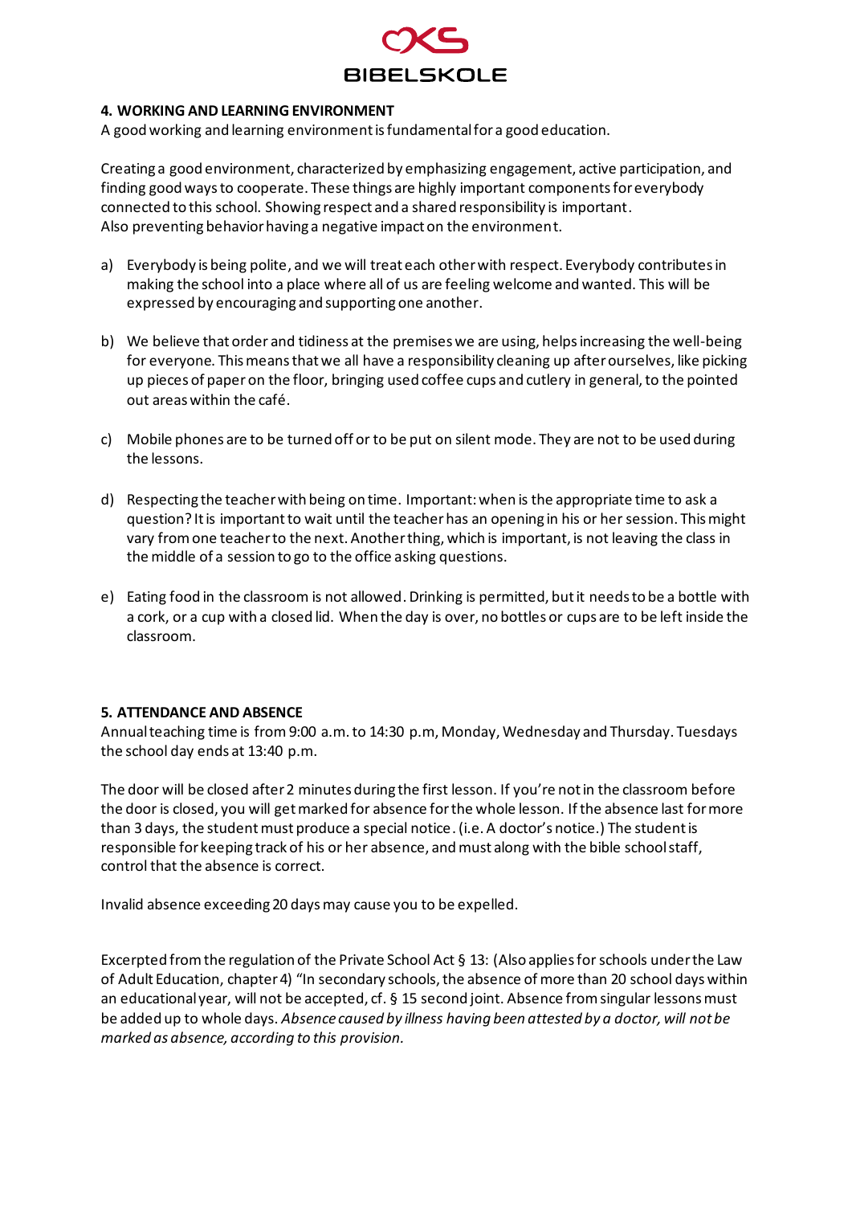#### 4. WORKING AND LEARNING ENVIRONMENT

A good working and learning environment is fundamental for a good education.

Creating a good environment, characterized by emphasizing engagement, active participation, and finding good ways to cooperate. These things are highly important components for everybody connected to this school. Showing respect and a shared responsibility is important.
Also preventing behavior having a negative impact on the environment.

a) Everybody is being polite, and we will treat each other with respect. Everybody contributes in making the school into a place where all of us are feeling welcome and wanted. This will be expressed by encouraging and supporting one another.

b) We believe that order and tidiness at the premises we are using, helps increasing the well-being for everyone. This means that we all have a responsibility cleaning up after ourselves, like picking up pieces of paper on the floor, bringing used coffee cups and cutlery in general, to the pointed out areas within the café.

c) Mobile phones are to be turned off or to be put on silent mode. They are not to be used during the lessons.

d) Respecting the teacher with being on time. Important: when is the appropriate time to ask a question? It is important to wait until the teacher has an opening in his or her session. This might vary from one teacher to the next. Another thing, which is important, is not leaving the class in the middle of a session to go to the office asking questions.

e) Eating food in the classroom is not allowed. Drinking is permitted, but it needs to be a bottle with a cork, or a cup with a closed lid. When the day is over, no bottles or cups are to be left inside the classroom.

#### 5. ATTENDANCE AND ABSENCE

Annual teaching time is from 9:00 a.m. to 14:30 p.m, Monday, Wednesday and Thursday. Tuesdays the school day ends at 13:40 p.m.

The door will be closed after 2 minutes during the first lesson. If you're not in the classroom before the door is closed, you will get marked for absence for the whole lesson. If the absence last for more than 3 days, the student must produce a special notice. (i.e. A doctor's notice.) The student is responsible for keeping track of his or her absence, and must along with the bible school staff, control that the absence is correct.

Invalid absence exceeding 20 days may cause you to be expelled.

Excerpted from the regulation of the Private School Act § 13: (Also applies for schools under the Law of Adult Education, chapter 4) "In secondary schools, the absence of more than 20 school days within an educational year, will not be accepted, cf. § 15 second joint. Absence from singular lessons must be added up to whole days. *Absence caused by illness having been attested by a doctor, will not be marked as absence, according to this provision.*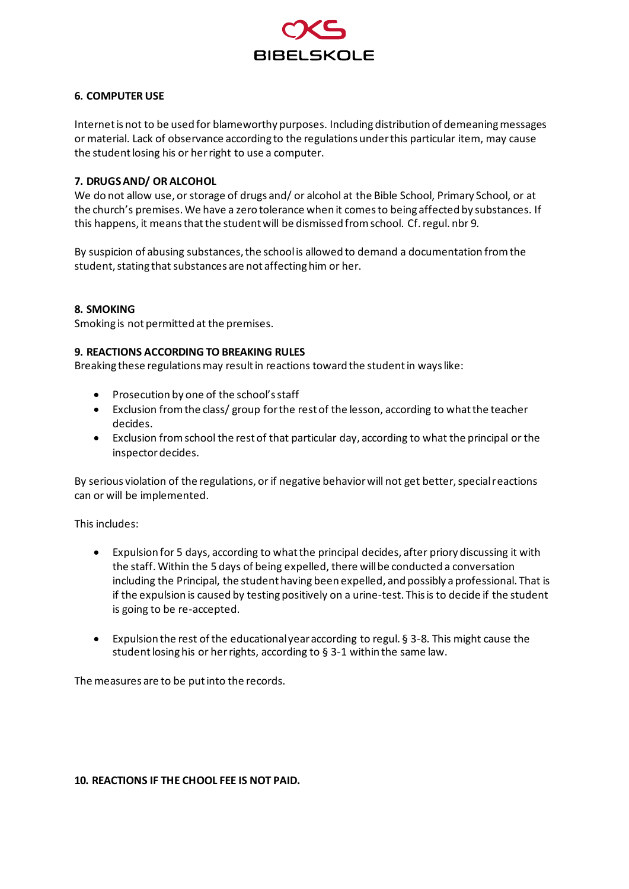### 6. COMPUTER USE

Internet is not to be used for blameworthy purposes. Including distribution of demeaning messages or material. Lack of observance according to the regulations under this particular item, may cause the student losing his or her right to use a computer.

### 7. DRUGS AND/ OR ALCOHOL

We do not allow use, or storage of drugs and/ or alcohol at the Bible School, Primary School, or at the church's premises. We have a zero tolerance when it comes to being affected by substances. If this happens, it means that the student will be dismissed from school. Cf. regul. nbr 9.

By suspicion of abusing substances, the school is allowed to demand a documentation from the student, stating that substances are not affecting him or her.

### 8. SMOKING

Smoking is not permitted at the premises.

### 9. REACTIONS ACCORDING TO BREAKING RULES

Breaking these regulations may result in reactions toward the student in ways like:

- Prosecution by one of the school's staff
- Exclusion from the class/ group for the rest of the lesson, according to what the teacher decides.
- Exclusion from school the rest of that particular day, according to what the principal or the inspector decides.

By serious violation of the regulations, or if negative behavior will not get better, special reactions can or will be implemented.

This includes:

- Expulsion for 5 days, according to what the principal decides, after priory discussing it with the staff. Within the 5 days of being expelled, there will be conducted a conversation including the Principal, the student having been expelled, and possibly a professional. That is if the expulsion is caused by testing positively on a urine-test. This is to decide if the student is going to be re-accepted.

- Expulsion the rest of the educational year according to regul. § 3-8. This might cause the student losing his or her rights, according to § 3-1 within the same law.

The measures are to be put into the records.

### 10. REACTIONS IF THE CHOOL FEE IS NOT PAID.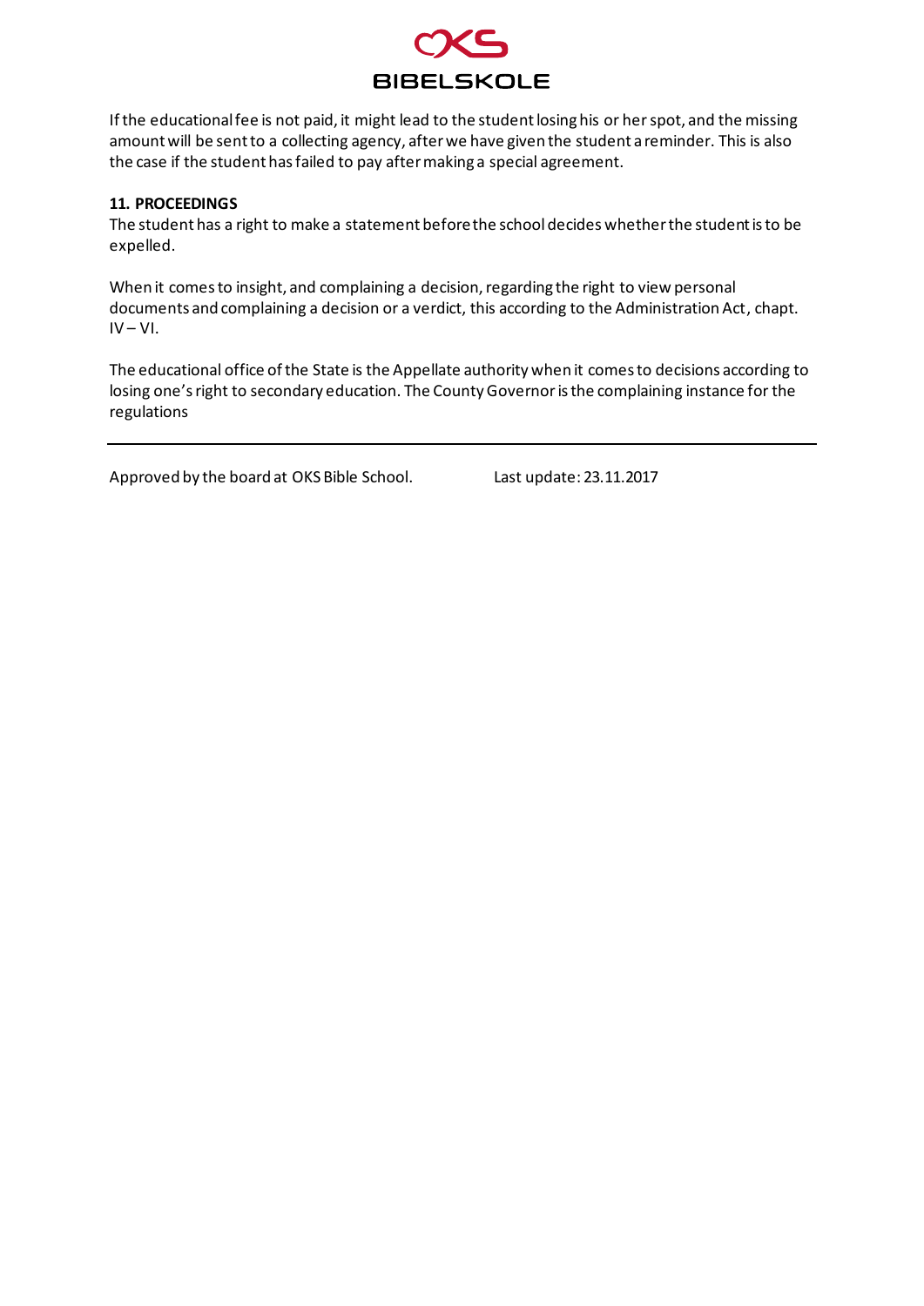If the educational fee is not paid, it might lead to the student losing his or her spot, and the missing amount will be sent to a collecting agency, after we have given the student a reminder. This is also the case if the student has failed to pay after making a special agreement.

**11. PROCEEDINGS**

The student has a right to make a statement before the school decides whether the student is to be expelled.

When it comes to insight, and complaining a decision, regarding the right to view personal documents and complaining a decision or a verdict, this according to the Administration Act, chapt. IV – VI.

The educational office of the State is the Appellate authority when it comes to decisions according to losing one's right to secondary education. The County Governor is the complaining instance for the regulations

---

Approved by the board at OKS Bible School. Last update: 23.11.2017